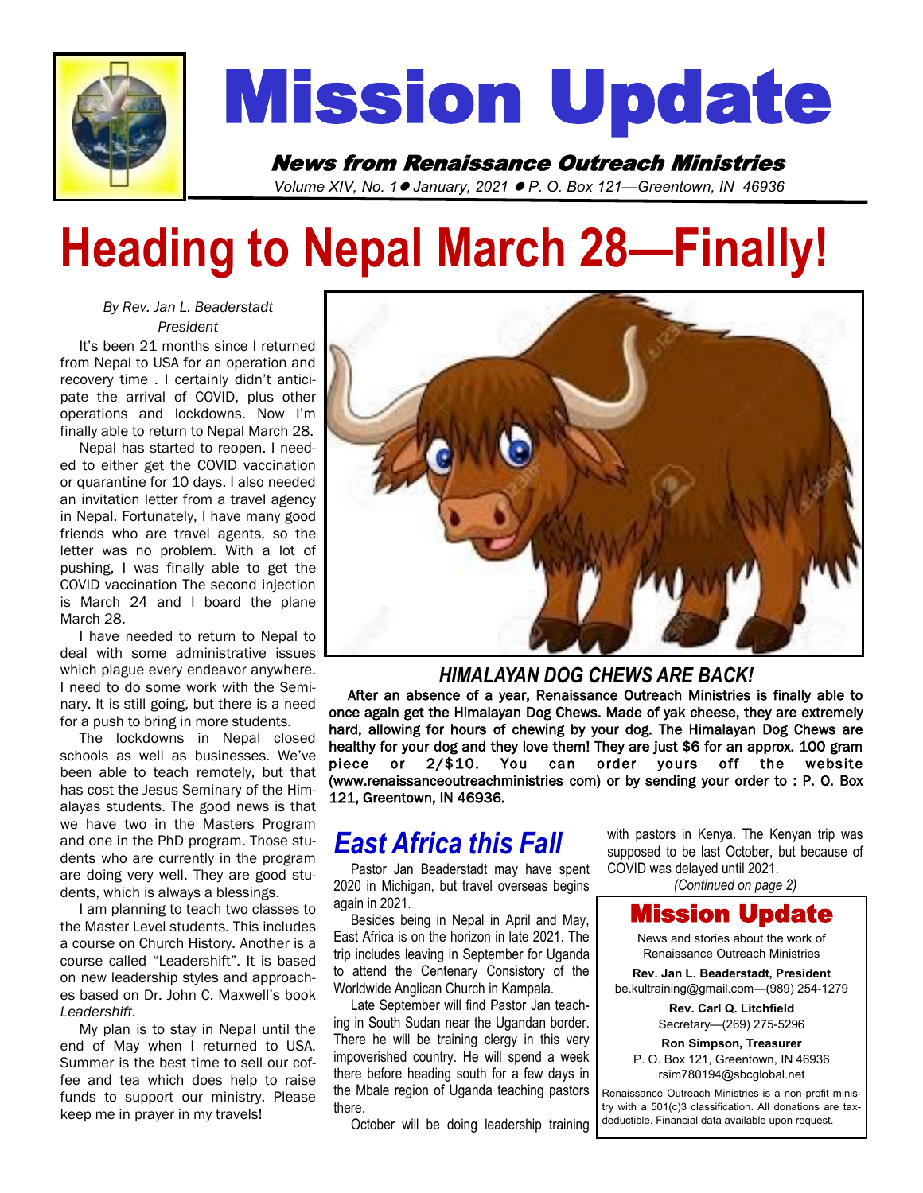# Mission Update

**News from Renaissance Outreach Ministries**

*Volume XIV, No. 1 ● January, 2021 ● P. O. Box 121—Greentown, IN 46936*

# Heading to Nepal March 28—Finally!

*By Rev. Jan L. Beaderstadt*
*President*

It's been 21 months since I returned from Nepal to USA for an operation and recovery time . I certainly didn't anticipate the arrival of COVID, plus other operations and lockdowns. Now I'm finally able to return to Nepal March 28.

Nepal has started to reopen. I needed to either get the COVID vaccination or quarantine for 10 days. I also needed an invitation letter from a travel agency in Nepal. Fortunately, I have many good friends who are travel agents, so the letter was no problem. With a lot of pushing, I was finally able to get the COVID vaccination The second injection is March 24 and I board the plane March 28.

I have needed to return to Nepal to deal with some administrative issues which plague every endeavor anywhere. I need to do some work with the Seminary. It is still going, but there is a need for a push to bring in more students.

The lockdowns in Nepal closed schools as well as businesses. We've been able to teach remotely, but that has cost the Jesus Seminary of the Himalayas students. The good news is that we have two in the Masters Program and one in the PhD program. Those students who are currently in the program are doing very well. They are good students, which is always a blessings.

I am planning to teach two classes to the Master Level students. This includes a course on Church History. Another is a course called "Leadershift". It is based on new leadership styles and approaches based on Dr. John C. Maxwell's book *Leadershift.*

My plan is to stay in Nepal until the end of May when I returned to USA. Summer is the best time to sell our coffee and tea which does help to raise funds to support our ministry. Please keep me in prayer in my travels!

## *HIMALAYAN DOG CHEWS ARE BACK!*

**After an absence of a year, Renaissance Outreach Ministries is finally able to once again get the Himalayan Dog Chews. Made of yak cheese, they are extremely hard, allowing for hours of chewing by your dog. The Himalayan Dog Chews are healthy for your dog and they love them! They are just $6 for an approx. 100 gram piece or 2/$10. You can order yours off the website (www.renaissanceoutreachministries com) or by sending your order to : P. O. Box 121, Greentown, IN 46936.**

## *East Africa this Fall*

Pastor Jan Beaderstadt may have spent 2020 in Michigan, but travel overseas begins again in 2021.

Besides being in Nepal in April and May, East Africa is on the horizon in late 2021. The trip includes leaving in September for Uganda to attend the Centenary Consistory of the Worldwide Anglican Church in Kampala.

Late September will find Pastor Jan teaching in South Sudan near the Ugandan border. There he will be training clergy in this very impoverished country. He will spend a week there before heading south for a few days in the Mbale region of Uganda teaching pastors there.

October will be doing leadership training with pastors in Kenya. The Kenyan trip was supposed to be last October, but because of COVID was delayed until 2021.

*(Continued on page 2)*

## Mission Update

News and stories about the work of Renaissance Outreach Ministries

**Rev. Jan L. Beaderstadt, President**
be.kultraining@gmail.com—(989) 254-1279

**Rev. Carl Q. Litchfield**
Secretary—(269) 275-5296

**Ron Simpson, Treasurer**
P. O. Box 121, Greentown, IN 46936
rsim780194@sbcglobal.net

Renaissance Outreach Ministries is a non-profit ministry with a 501(c)3 classification. All donations are tax-deductible. Financial data available upon request.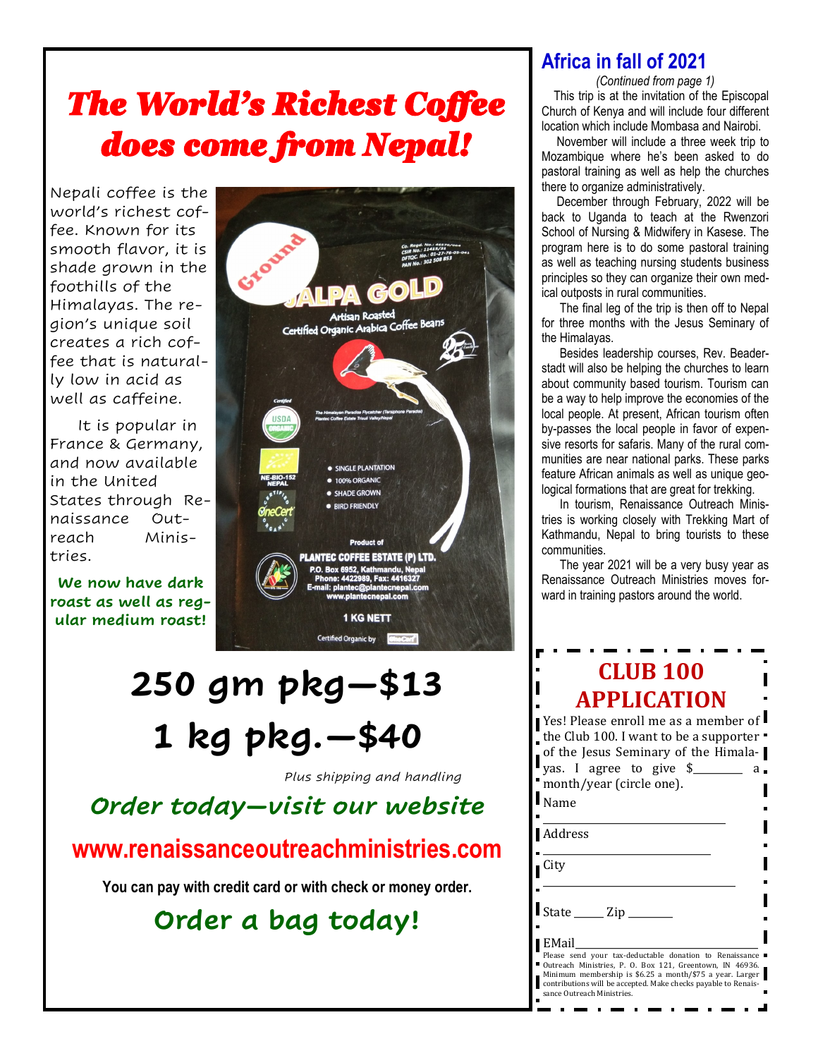# The World's Richest Coffee does come from Nepal!

Nepali coffee is the world's richest coffee. Known for its smooth flavor, it is shade grown in the foothills of the Himalayas. The region's unique soil creates a rich coffee that is naturally low in acid as well as caffeine.

It is popular in France & Germany, and now available in the United States through Renaissance Outreach Ministries.

**We now have dark roast as well as regular medium roast!**

# 250 gm pkg—$13

# 1 kg pkg.—$40

*Plus shipping and handling*

## *Order today—visit our website*

## www.renaissanceoutreachministries.com

**You can pay with credit card or with check or money order.**

## Order a bag today!

## Africa in fall of 2021

*(Continued from page 1)*

This trip is at the invitation of the Episcopal Church of Kenya and will include four different location which include Mombasa and Nairobi.

November will include a three week trip to Mozambique where he's been asked to do pastoral training as well as help the churches there to organize administratively.

December through February, 2022 will be back to Uganda to teach at the Rwenzori School of Nursing & Midwifery in Kasese. The program here is to do some pastoral training as well as teaching nursing students business principles so they can organize their own medical outposts in rural communities.

The final leg of the trip is then off to Nepal for three months with the Jesus Seminary of the Himalayas.

Besides leadership courses, Rev. Beaderstadt will also be helping the churches to learn about community based tourism. Tourism can be a way to help improve the economies of the local people. At present, African tourism often by-passes the local people in favor of expensive resorts for safaris. Many of the rural communities are near national parks. These parks feature African animals as well as unique geological formations that are great for trekking.

In tourism, Renaissance Outreach Ministries is working closely with Trekking Mart of Kathmandu, Nepal to bring tourists to these communities.

The year 2021 will be a very busy year as Renaissance Outreach Ministries moves forward in training pastors around the world.

## CLUB 100 APPLICATION

Yes! Please enroll me as a member of the Club 100. I want to be a supporter of the Jesus Seminary of the Himalayas. I agree to give $________ a month/year (circle one).

Name ______________________________

Address ____________________________

City ______________________________

State _____ Zip ________

EMail ______________________________

Please send your tax-deductable donation to Renaissance Outreach Ministries, P. O. Box 121, Greentown, IN 46936. Minimum membership is $6.25 a month/$75 a year. Larger contributions will be accepted. Make checks payable to Renaissance Outreach Ministries.